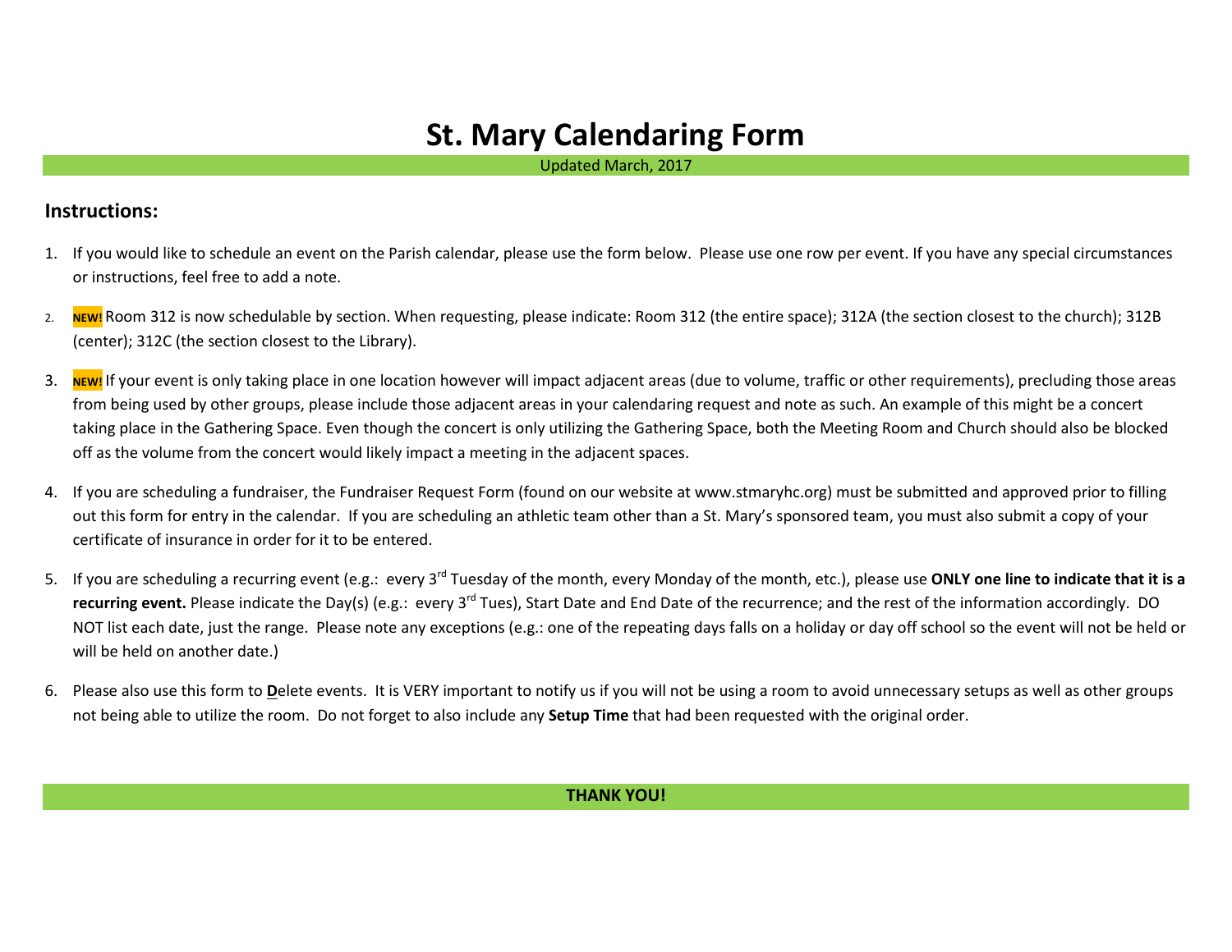# St. Mary Calendaring Form

Updated March, 2017

## Instructions:

1. If you would like to schedule an event on the Parish calendar, please use the form below. Please use one row per event. If you have any special circumstances or instructions, feel free to add a note.

2. **NEW!** Room 312 is now schedulable by section. When requesting, please indicate: Room 312 (the entire space); 312A (the section closest to the church); 312B (center); 312C (the section closest to the Library).

3. **NEW!** If your event is only taking place in one location however will impact adjacent areas (due to volume, traffic or other requirements), precluding those areas from being used by other groups, please include those adjacent areas in your calendaring request and note as such. An example of this might be a concert taking place in the Gathering Space. Even though the concert is only utilizing the Gathering Space, both the Meeting Room and Church should also be blocked off as the volume from the concert would likely impact a meeting in the adjacent spaces.

4. If you are scheduling a fundraiser, the Fundraiser Request Form (found on our website at www.stmaryhc.org) must be submitted and approved prior to filling out this form for entry in the calendar. If you are scheduling an athletic team other than a St. Mary's sponsored team, you must also submit a copy of your certificate of insurance in order for it to be entered.

5. If you are scheduling a recurring event (e.g.: every 3rd Tuesday of the month, every Monday of the month, etc.), please use **ONLY one line to indicate that it is a recurring event.** Please indicate the Day(s) (e.g.: every 3rd Tues), Start Date and End Date of the recurrence; and the rest of the information accordingly. DO NOT list each date, just the range. Please note any exceptions (e.g.: one of the repeating days falls on a holiday or day off school so the event will not be held or will be held on another date.)

6. Please also use this form to **D**elete events. It is VERY important to notify us if you will not be using a room to avoid unnecessary setups as well as other groups not being able to utilize the room. Do not forget to also include any **Setup Time** that had been requested with the original order.

**THANK YOU!**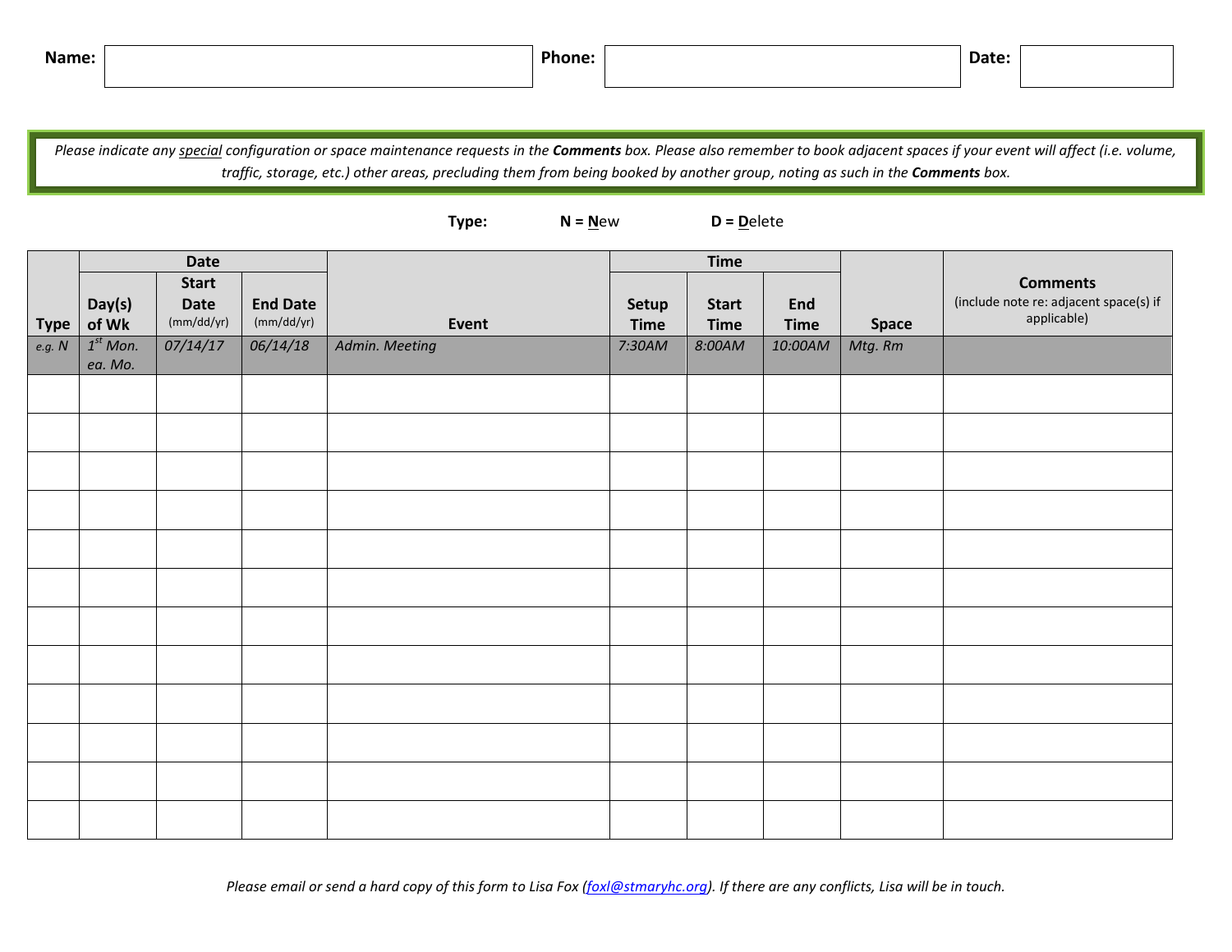**Name:** &nbsp; **Phone:** &nbsp; **Date:**

*Please indicate any special configuration or space maintenance requests in the **Comments** box. Please also remember to book adjacent spaces if your event will affect (i.e. volume, traffic, storage, etc.) other areas, precluding them from being booked by another group, noting as such in the **Comments** box.*

**Type:** **N = N**ew **D = D**elete

| | Date | | | | Time | | | | |
|---|---|---|---|---|---|---|---|---|---|
| **Type** | **Day(s) of Wk** | **Start Date** (mm/dd/yr) | **End Date** (mm/dd/yr) | **Event** | **Setup Time** | **Start Time** | **End Time** | **Space** | **Comments** (include note re: adjacent space(s) if applicable) |
| *e.g. N* | *1st Mon. ea. Mo.* | *07/14/17* | *06/14/18* | *Admin. Meeting* | *7:30AM* | *8:00AM* | *10:00AM* | *Mtg. Rm* | |
| | | | | | | | | | |
| | | | | | | | | | |
| | | | | | | | | | |
| | | | | | | | | | |
| | | | | | | | | | |
| | | | | | | | | | |
| | | | | | | | | | |
| | | | | | | | | | |
| | | | | | | | | | |
| | | | | | | | | | |
| | | | | | | | | | |
| | | | | | | | | | |

*Please email or send a hard copy of this form to Lisa Fox (foxl@stmaryhc.org). If there are any conflicts, Lisa will be in touch.*